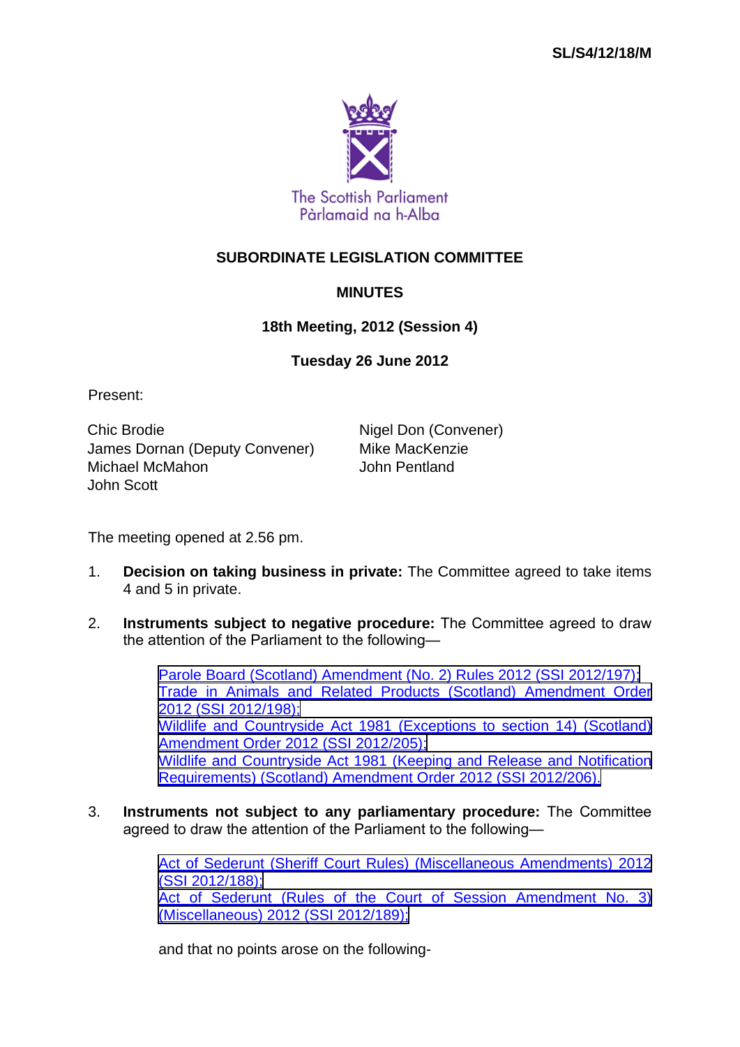SL/S4/12/18/M

The Scottish Parliament
Pàrlamaid na h-Alba

# SUBORDINATE LEGISLATION COMMITTEE

## MINUTES

### 18th Meeting, 2012 (Session 4)

### Tuesday 26 June 2012

Present:

Chic Brodie
James Dornan (Deputy Convener)
Michael McMahon
John Scott
Nigel Don (Convener)
Mike MacKenzie
John Pentland

The meeting opened at 2.56 pm.

1. **Decision on taking business in private:** The Committee agreed to take items 4 and 5 in private.

2. **Instruments subject to negative procedure:** The Committee agreed to draw the attention of the Parliament to the following—

   Parole Board (Scotland) Amendment (No. 2) Rules 2012 (SSI 2012/197);
   Trade in Animals and Related Products (Scotland) Amendment Order 2012 (SSI 2012/198);
   Wildlife and Countryside Act 1981 (Exceptions to section 14) (Scotland) Amendment Order 2012 (SSI 2012/205);
   Wildlife and Countryside Act 1981 (Keeping and Release and Notification Requirements) (Scotland) Amendment Order 2012 (SSI 2012/206).

3. **Instruments not subject to any parliamentary procedure:** The Committee agreed to draw the attention of the Parliament to the following—

   Act of Sederunt (Sheriff Court Rules) (Miscellaneous Amendments) 2012 (SSI 2012/188);
   Act of Sederunt (Rules of the Court of Session Amendment No. 3) (Miscellaneous) 2012 (SSI 2012/189);

   and that no points arose on the following-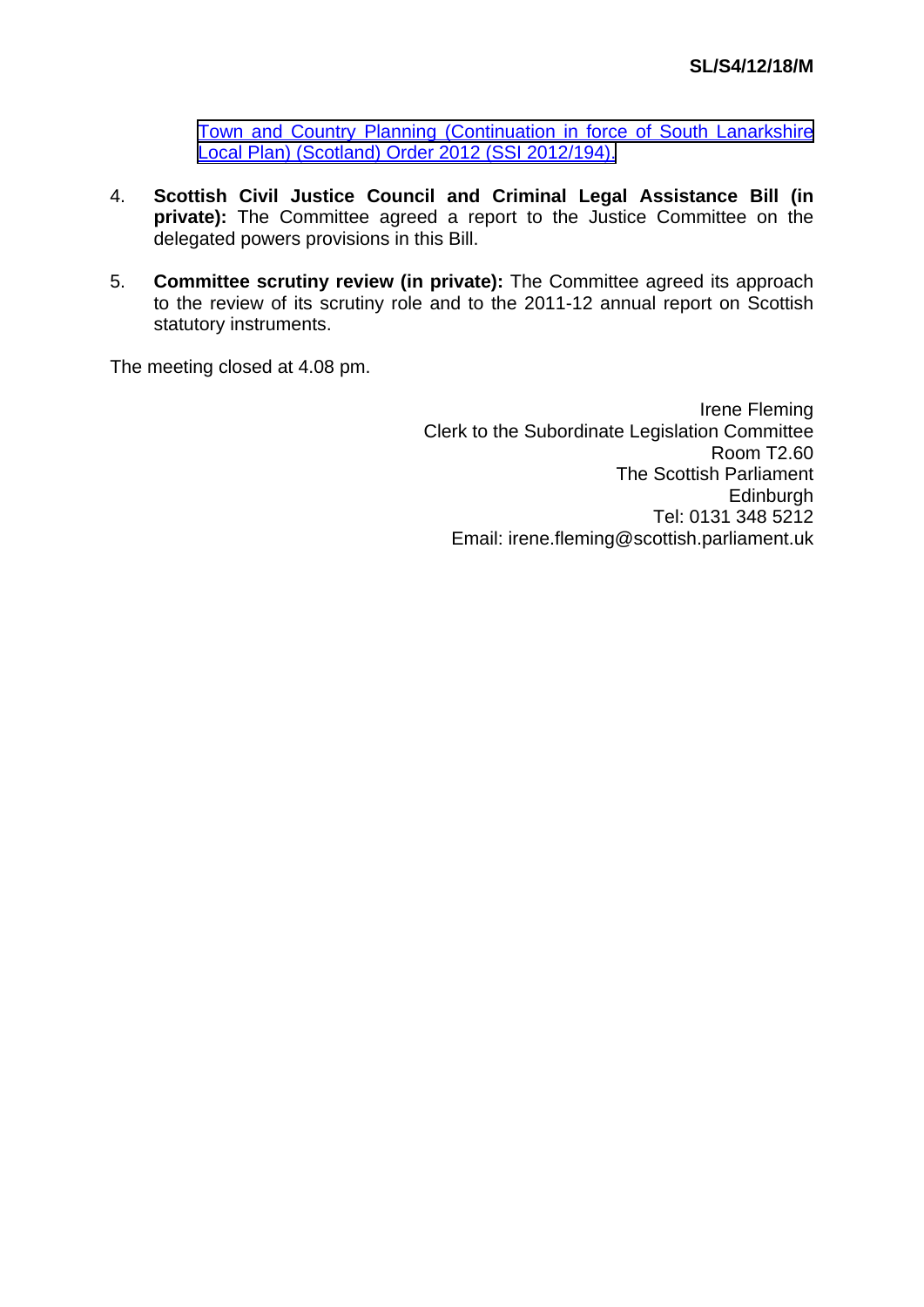[Town and Country Planning (Continuation in force of South Lanarkshire Local Plan) (Scotland) Order 2012 (SSI 2012/194).]

4. **Scottish Civil Justice Council and Criminal Legal Assistance Bill (in private):** The Committee agreed a report to the Justice Committee on the delegated powers provisions in this Bill.

5. **Committee scrutiny review (in private):** The Committee agreed its approach to the review of its scrutiny role and to the 2011-12 annual report on Scottish statutory instruments.

The meeting closed at 4.08 pm.

Irene Fleming  
Clerk to the Subordinate Legislation Committee  
Room T2.60  
The Scottish Parliament  
Edinburgh  
Tel: 0131 348 5212  
Email: irene.fleming@scottish.parliament.uk